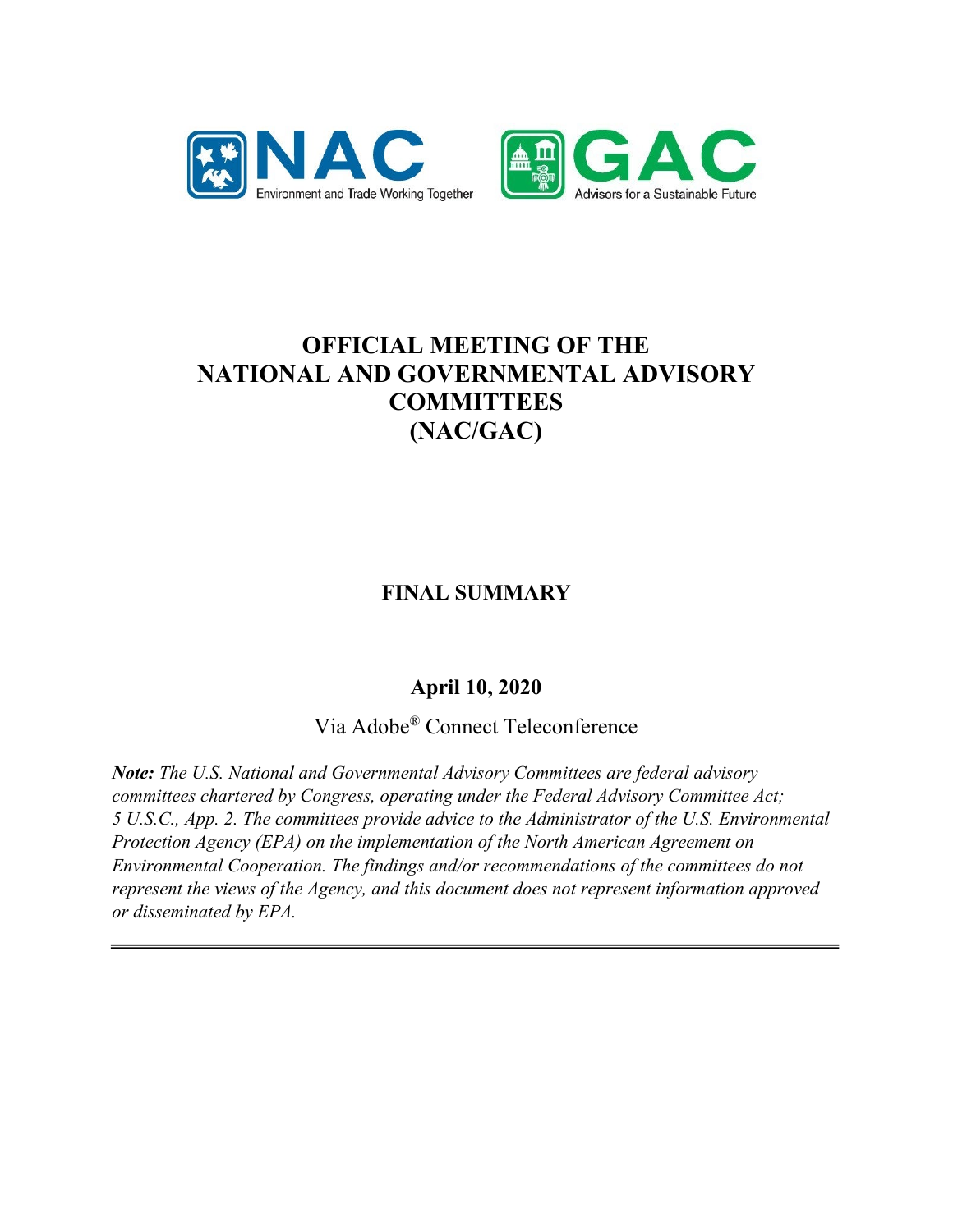NAC
Environment and Trade Working Together

GAC
Advisors for a Sustainable Future

# OFFICIAL MEETING OF THE NATIONAL AND GOVERNMENTAL ADVISORY COMMITTEES (NAC/GAC)

## FINAL SUMMARY

### April 10, 2020

Via Adobe® Connect Teleconference

***Note:*** *The U.S. National and Governmental Advisory Committees are federal advisory committees chartered by Congress, operating under the Federal Advisory Committee Act; 5 U.S.C., App. 2. The committees provide advice to the Administrator of the U.S. Environmental Protection Agency (EPA) on the implementation of the North American Agreement on Environmental Cooperation. The findings and/or recommendations of the committees do not represent the views of the Agency, and this document does not represent information approved or disseminated by EPA.*

---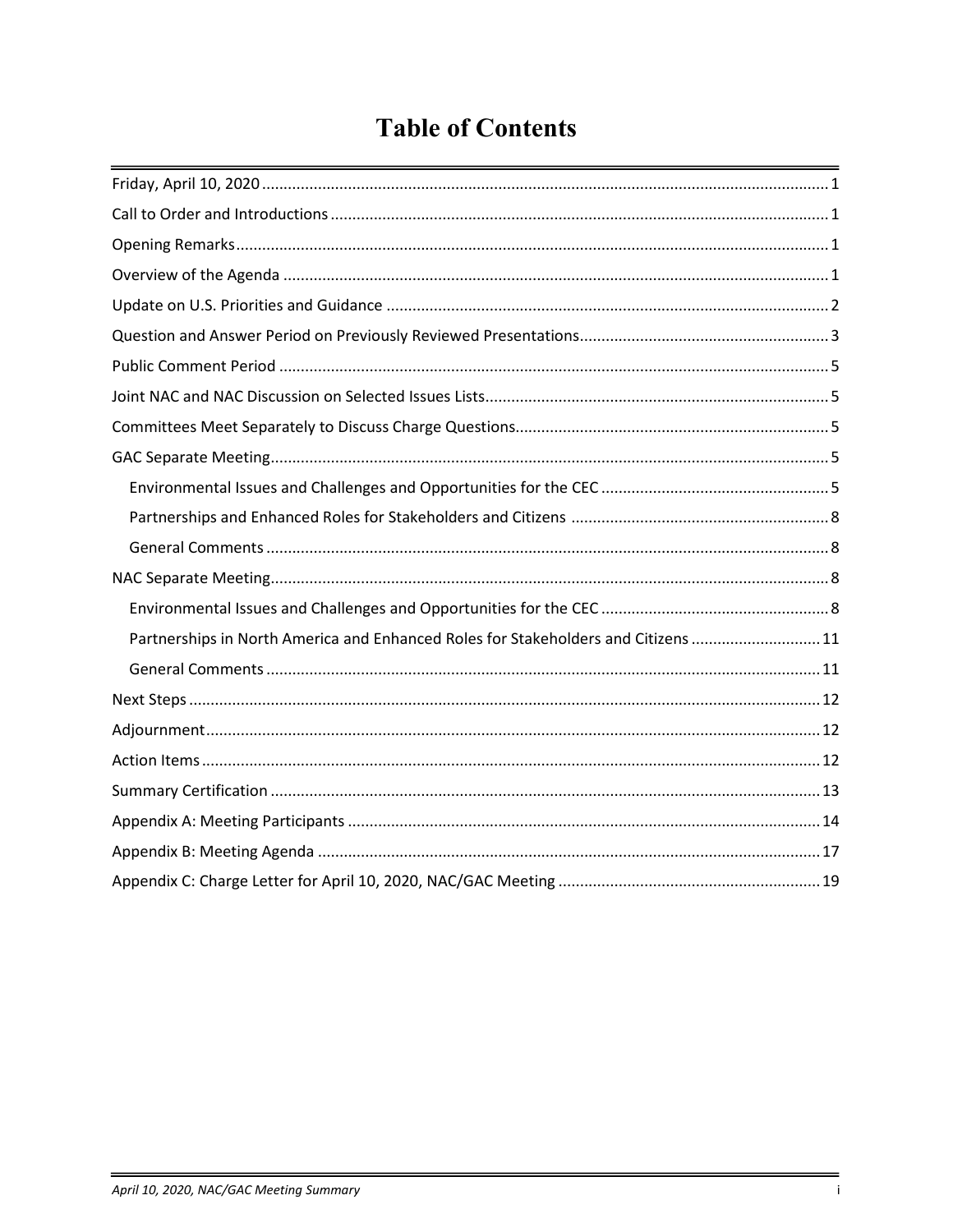# Table of Contents

Friday, April 10, 2020 ........ 1
Call to Order and Introductions ........ 1
Opening Remarks ........ 1
Overview of the Agenda ........ 1
Update on U.S. Priorities and Guidance ........ 2
Question and Answer Period on Previously Reviewed Presentations ........ 3
Public Comment Period ........ 5
Joint NAC and NAC Discussion on Selected Issues Lists ........ 5
Committees Meet Separately to Discuss Charge Questions ........ 5
GAC Separate Meeting ........ 5
- Environmental Issues and Challenges and Opportunities for the CEC ........ 5
- Partnerships and Enhanced Roles for Stakeholders and Citizens ........ 8
- General Comments ........ 8

NAC Separate Meeting ........ 8
- Environmental Issues and Challenges and Opportunities for the CEC ........ 8
- Partnerships in North America and Enhanced Roles for Stakeholders and Citizens ........ 11
- General Comments ........ 11

Next Steps ........ 12
Adjournment ........ 12
Action Items ........ 12
Summary Certification ........ 13
Appendix A: Meeting Participants ........ 14
Appendix B: Meeting Agenda ........ 17
Appendix C: Charge Letter for April 10, 2020, NAC/GAC Meeting ........ 19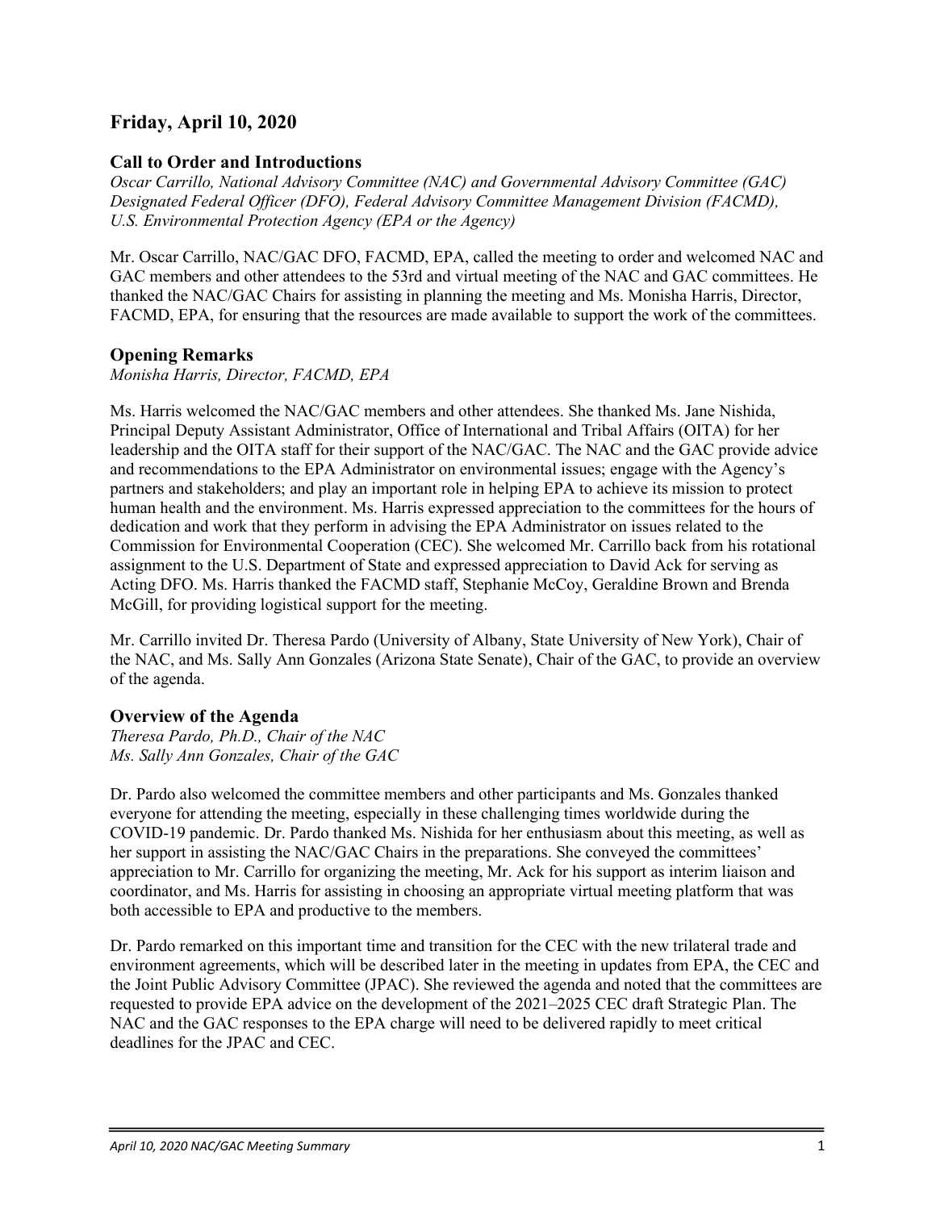## Friday, April 10, 2020

### Call to Order and Introductions

*Oscar Carrillo, National Advisory Committee (NAC) and Governmental Advisory Committee (GAC) Designated Federal Officer (DFO), Federal Advisory Committee Management Division (FACMD), U.S. Environmental Protection Agency (EPA or the Agency)*

Mr. Oscar Carrillo, NAC/GAC DFO, FACMD, EPA, called the meeting to order and welcomed NAC and GAC members and other attendees to the 53rd and virtual meeting of the NAC and GAC committees. He thanked the NAC/GAC Chairs for assisting in planning the meeting and Ms. Monisha Harris, Director, FACMD, EPA, for ensuring that the resources are made available to support the work of the committees.

### Opening Remarks

*Monisha Harris, Director, FACMD, EPA*

Ms. Harris welcomed the NAC/GAC members and other attendees. She thanked Ms. Jane Nishida, Principal Deputy Assistant Administrator, Office of International and Tribal Affairs (OITA) for her leadership and the OITA staff for their support of the NAC/GAC. The NAC and the GAC provide advice and recommendations to the EPA Administrator on environmental issues; engage with the Agency's partners and stakeholders; and play an important role in helping EPA to achieve its mission to protect human health and the environment. Ms. Harris expressed appreciation to the committees for the hours of dedication and work that they perform in advising the EPA Administrator on issues related to the Commission for Environmental Cooperation (CEC). She welcomed Mr. Carrillo back from his rotational assignment to the U.S. Department of State and expressed appreciation to David Ack for serving as Acting DFO. Ms. Harris thanked the FACMD staff, Stephanie McCoy, Geraldine Brown and Brenda McGill, for providing logistical support for the meeting.

Mr. Carrillo invited Dr. Theresa Pardo (University of Albany, State University of New York), Chair of the NAC, and Ms. Sally Ann Gonzales (Arizona State Senate), Chair of the GAC, to provide an overview of the agenda.

### Overview of the Agenda

*Theresa Pardo, Ph.D., Chair of the NAC*
*Ms. Sally Ann Gonzales, Chair of the GAC*

Dr. Pardo also welcomed the committee members and other participants and Ms. Gonzales thanked everyone for attending the meeting, especially in these challenging times worldwide during the COVID-19 pandemic. Dr. Pardo thanked Ms. Nishida for her enthusiasm about this meeting, as well as her support in assisting the NAC/GAC Chairs in the preparations. She conveyed the committees' appreciation to Mr. Carrillo for organizing the meeting, Mr. Ack for his support as interim liaison and coordinator, and Ms. Harris for assisting in choosing an appropriate virtual meeting platform that was both accessible to EPA and productive to the members.

Dr. Pardo remarked on this important time and transition for the CEC with the new trilateral trade and environment agreements, which will be described later in the meeting in updates from EPA, the CEC and the Joint Public Advisory Committee (JPAC). She reviewed the agenda and noted that the committees are requested to provide EPA advice on the development of the 2021–2025 CEC draft Strategic Plan. The NAC and the GAC responses to the EPA charge will need to be delivered rapidly to meet critical deadlines for the JPAC and CEC.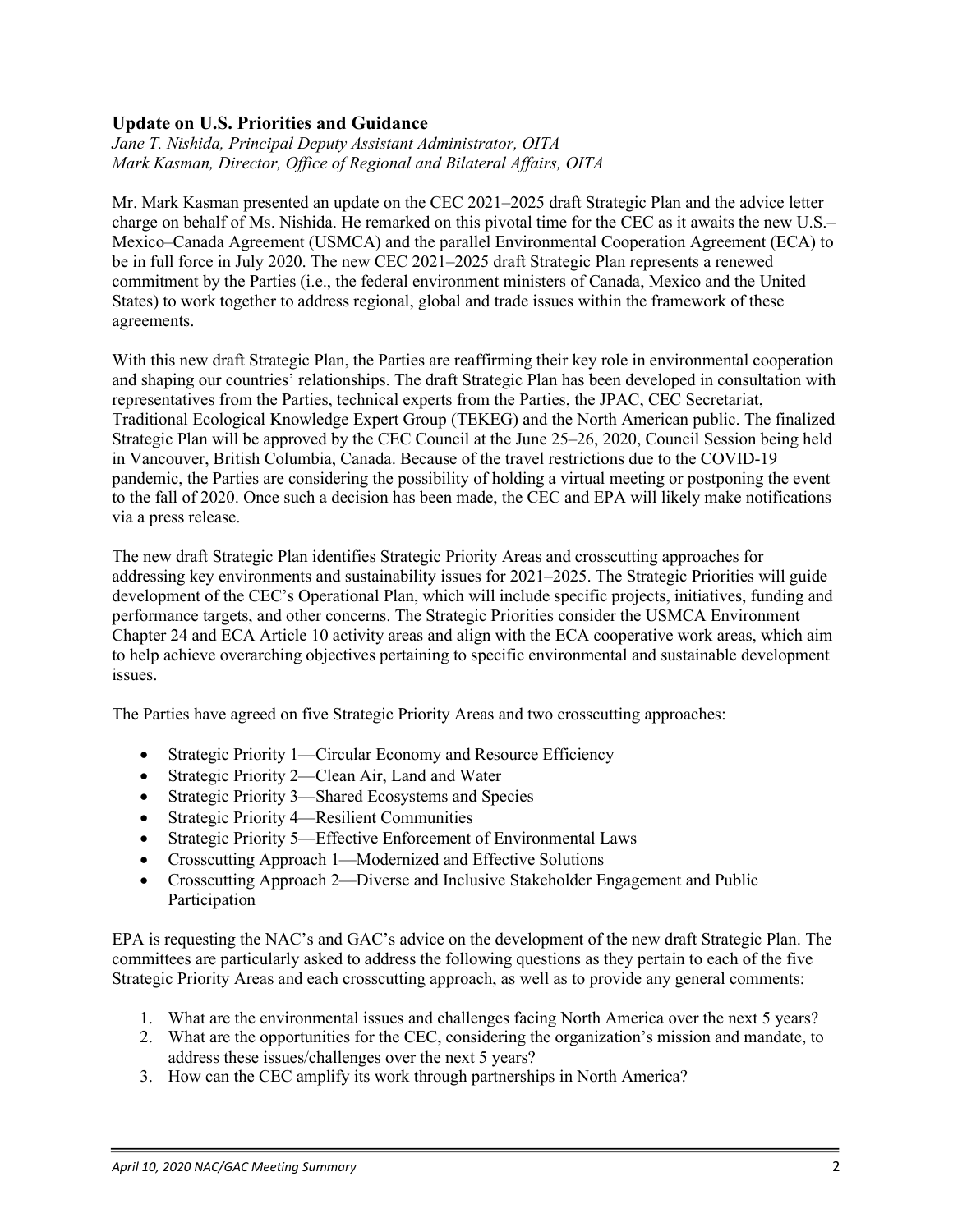## Update on U.S. Priorities and Guidance

*Jane T. Nishida, Principal Deputy Assistant Administrator, OITA*
*Mark Kasman, Director, Office of Regional and Bilateral Affairs, OITA*

Mr. Mark Kasman presented an update on the CEC 2021–2025 draft Strategic Plan and the advice letter charge on behalf of Ms. Nishida. He remarked on this pivotal time for the CEC as it awaits the new U.S.–Mexico–Canada Agreement (USMCA) and the parallel Environmental Cooperation Agreement (ECA) to be in full force in July 2020. The new CEC 2021–2025 draft Strategic Plan represents a renewed commitment by the Parties (i.e., the federal environment ministers of Canada, Mexico and the United States) to work together to address regional, global and trade issues within the framework of these agreements.

With this new draft Strategic Plan, the Parties are reaffirming their key role in environmental cooperation and shaping our countries' relationships. The draft Strategic Plan has been developed in consultation with representatives from the Parties, technical experts from the Parties, the JPAC, CEC Secretariat, Traditional Ecological Knowledge Expert Group (TEKEG) and the North American public. The finalized Strategic Plan will be approved by the CEC Council at the June 25–26, 2020, Council Session being held in Vancouver, British Columbia, Canada. Because of the travel restrictions due to the COVID-19 pandemic, the Parties are considering the possibility of holding a virtual meeting or postponing the event to the fall of 2020. Once such a decision has been made, the CEC and EPA will likely make notifications via a press release.

The new draft Strategic Plan identifies Strategic Priority Areas and crosscutting approaches for addressing key environments and sustainability issues for 2021–2025. The Strategic Priorities will guide development of the CEC's Operational Plan, which will include specific projects, initiatives, funding and performance targets, and other concerns. The Strategic Priorities consider the USMCA Environment Chapter 24 and ECA Article 10 activity areas and align with the ECA cooperative work areas, which aim to help achieve overarching objectives pertaining to specific environmental and sustainable development issues.

The Parties have agreed on five Strategic Priority Areas and two crosscutting approaches:

- Strategic Priority 1—Circular Economy and Resource Efficiency
- Strategic Priority 2—Clean Air, Land and Water
- Strategic Priority 3—Shared Ecosystems and Species
- Strategic Priority 4—Resilient Communities
- Strategic Priority 5—Effective Enforcement of Environmental Laws
- Crosscutting Approach 1—Modernized and Effective Solutions
- Crosscutting Approach 2—Diverse and Inclusive Stakeholder Engagement and Public Participation

EPA is requesting the NAC's and GAC's advice on the development of the new draft Strategic Plan. The committees are particularly asked to address the following questions as they pertain to each of the five Strategic Priority Areas and each crosscutting approach, as well as to provide any general comments:

1. What are the environmental issues and challenges facing North America over the next 5 years?
2. What are the opportunities for the CEC, considering the organization's mission and mandate, to address these issues/challenges over the next 5 years?
3. How can the CEC amplify its work through partnerships in North America?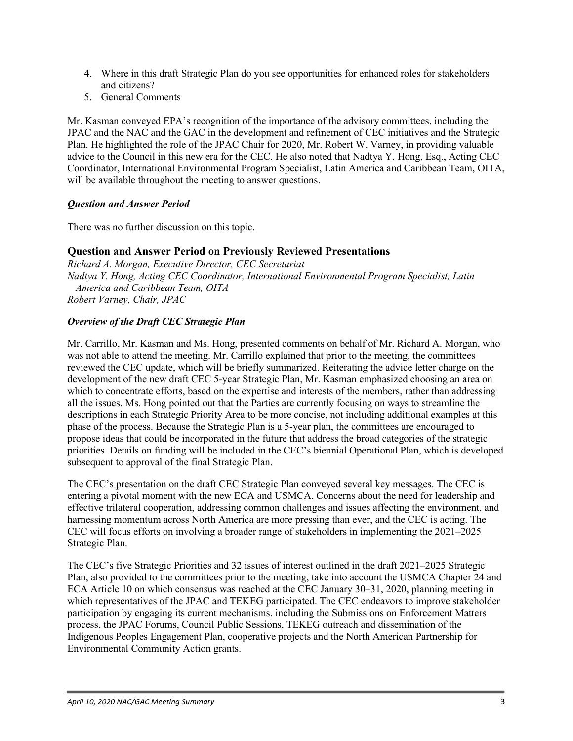4. Where in this draft Strategic Plan do you see opportunities for enhanced roles for stakeholders and citizens?
5. General Comments

Mr. Kasman conveyed EPA's recognition of the importance of the advisory committees, including the JPAC and the NAC and the GAC in the development and refinement of CEC initiatives and the Strategic Plan. He highlighted the role of the JPAC Chair for 2020, Mr. Robert W. Varney, in providing valuable advice to the Council in this new era for the CEC. He also noted that Nadtya Y. Hong, Esq., Acting CEC Coordinator, International Environmental Program Specialist, Latin America and Caribbean Team, OITA, will be available throughout the meeting to answer questions.

***Question and Answer Period***

There was no further discussion on this topic.

## Question and Answer Period on Previously Reviewed Presentations

*Richard A. Morgan, Executive Director, CEC Secretariat*
*Nadtya Y. Hong, Acting CEC Coordinator, International Environmental Program Specialist, Latin America and Caribbean Team, OITA*
*Robert Varney, Chair, JPAC*

***Overview of the Draft CEC Strategic Plan***

Mr. Carrillo, Mr. Kasman and Ms. Hong, presented comments on behalf of Mr. Richard A. Morgan, who was not able to attend the meeting. Mr. Carrillo explained that prior to the meeting, the committees reviewed the CEC update, which will be briefly summarized. Reiterating the advice letter charge on the development of the new draft CEC 5-year Strategic Plan, Mr. Kasman emphasized choosing an area on which to concentrate efforts, based on the expertise and interests of the members, rather than addressing all the issues. Ms. Hong pointed out that the Parties are currently focusing on ways to streamline the descriptions in each Strategic Priority Area to be more concise, not including additional examples at this phase of the process. Because the Strategic Plan is a 5-year plan, the committees are encouraged to propose ideas that could be incorporated in the future that address the broad categories of the strategic priorities. Details on funding will be included in the CEC's biennial Operational Plan, which is developed subsequent to approval of the final Strategic Plan.

The CEC's presentation on the draft CEC Strategic Plan conveyed several key messages. The CEC is entering a pivotal moment with the new ECA and USMCA. Concerns about the need for leadership and effective trilateral cooperation, addressing common challenges and issues affecting the environment, and harnessing momentum across North America are more pressing than ever, and the CEC is acting. The CEC will focus efforts on involving a broader range of stakeholders in implementing the 2021–2025 Strategic Plan.

The CEC's five Strategic Priorities and 32 issues of interest outlined in the draft 2021–2025 Strategic Plan, also provided to the committees prior to the meeting, take into account the USMCA Chapter 24 and ECA Article 10 on which consensus was reached at the CEC January 30–31, 2020, planning meeting in which representatives of the JPAC and TEKEG participated. The CEC endeavors to improve stakeholder participation by engaging its current mechanisms, including the Submissions on Enforcement Matters process, the JPAC Forums, Council Public Sessions, TEKEG outreach and dissemination of the Indigenous Peoples Engagement Plan, cooperative projects and the North American Partnership for Environmental Community Action grants.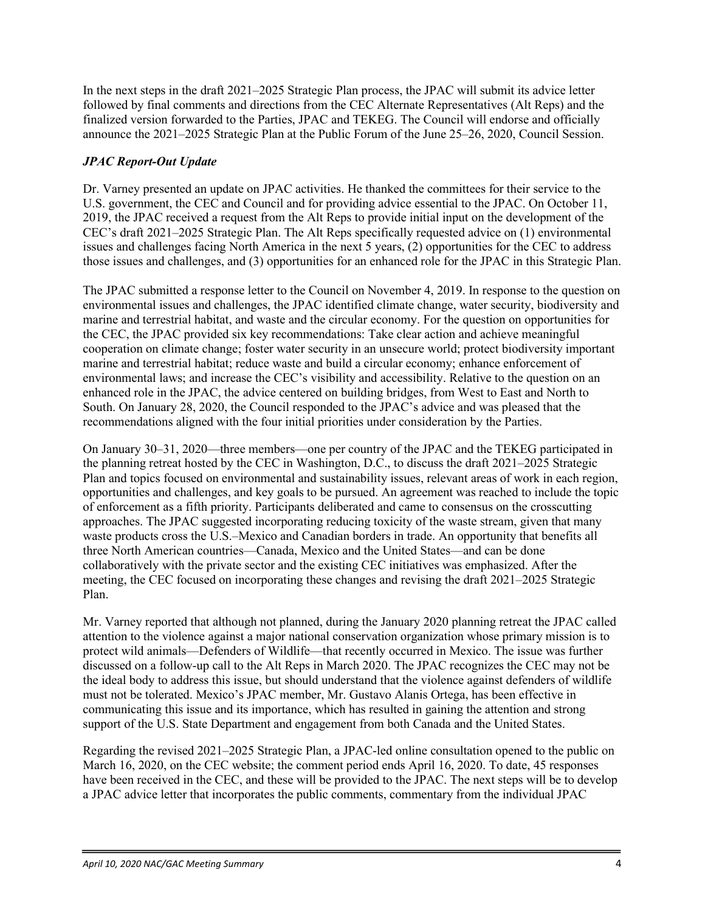In the next steps in the draft 2021–2025 Strategic Plan process, the JPAC will submit its advice letter followed by final comments and directions from the CEC Alternate Representatives (Alt Reps) and the finalized version forwarded to the Parties, JPAC and TEKEG. The Council will endorse and officially announce the 2021–2025 Strategic Plan at the Public Forum of the June 25–26, 2020, Council Session.

### *JPAC Report-Out Update*

Dr. Varney presented an update on JPAC activities. He thanked the committees for their service to the U.S. government, the CEC and Council and for providing advice essential to the JPAC. On October 11, 2019, the JPAC received a request from the Alt Reps to provide initial input on the development of the CEC's draft 2021–2025 Strategic Plan. The Alt Reps specifically requested advice on (1) environmental issues and challenges facing North America in the next 5 years, (2) opportunities for the CEC to address those issues and challenges, and (3) opportunities for an enhanced role for the JPAC in this Strategic Plan.

The JPAC submitted a response letter to the Council on November 4, 2019. In response to the question on environmental issues and challenges, the JPAC identified climate change, water security, biodiversity and marine and terrestrial habitat, and waste and the circular economy. For the question on opportunities for the CEC, the JPAC provided six key recommendations: Take clear action and achieve meaningful cooperation on climate change; foster water security in an unsecure world; protect biodiversity important marine and terrestrial habitat; reduce waste and build a circular economy; enhance enforcement of environmental laws; and increase the CEC's visibility and accessibility. Relative to the question on an enhanced role in the JPAC, the advice centered on building bridges, from West to East and North to South. On January 28, 2020, the Council responded to the JPAC's advice and was pleased that the recommendations aligned with the four initial priorities under consideration by the Parties.

On January 30–31, 2020—three members—one per country of the JPAC and the TEKEG participated in the planning retreat hosted by the CEC in Washington, D.C., to discuss the draft 2021–2025 Strategic Plan and topics focused on environmental and sustainability issues, relevant areas of work in each region, opportunities and challenges, and key goals to be pursued. An agreement was reached to include the topic of enforcement as a fifth priority. Participants deliberated and came to consensus on the crosscutting approaches. The JPAC suggested incorporating reducing toxicity of the waste stream, given that many waste products cross the U.S.–Mexico and Canadian borders in trade. An opportunity that benefits all three North American countries—Canada, Mexico and the United States—and can be done collaboratively with the private sector and the existing CEC initiatives was emphasized. After the meeting, the CEC focused on incorporating these changes and revising the draft 2021–2025 Strategic Plan.

Mr. Varney reported that although not planned, during the January 2020 planning retreat the JPAC called attention to the violence against a major national conservation organization whose primary mission is to protect wild animals—Defenders of Wildlife—that recently occurred in Mexico. The issue was further discussed on a follow-up call to the Alt Reps in March 2020. The JPAC recognizes the CEC may not be the ideal body to address this issue, but should understand that the violence against defenders of wildlife must not be tolerated. Mexico's JPAC member, Mr. Gustavo Alanis Ortega, has been effective in communicating this issue and its importance, which has resulted in gaining the attention and strong support of the U.S. State Department and engagement from both Canada and the United States.

Regarding the revised 2021–2025 Strategic Plan, a JPAC-led online consultation opened to the public on March 16, 2020, on the CEC website; the comment period ends April 16, 2020. To date, 45 responses have been received in the CEC, and these will be provided to the JPAC. The next steps will be to develop a JPAC advice letter that incorporates the public comments, commentary from the individual JPAC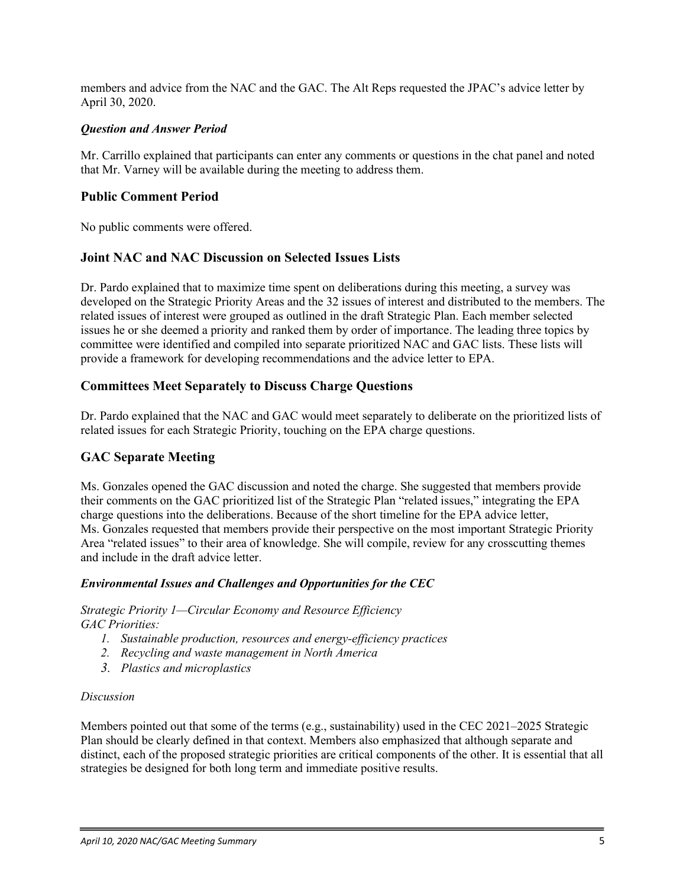members and advice from the NAC and the GAC. The Alt Reps requested the JPAC's advice letter by April 30, 2020.

### *Question and Answer Period*

Mr. Carrillo explained that participants can enter any comments or questions in the chat panel and noted that Mr. Varney will be available during the meeting to address them.

## Public Comment Period

No public comments were offered.

## Joint NAC and NAC Discussion on Selected Issues Lists

Dr. Pardo explained that to maximize time spent on deliberations during this meeting, a survey was developed on the Strategic Priority Areas and the 32 issues of interest and distributed to the members. The related issues of interest were grouped as outlined in the draft Strategic Plan. Each member selected issues he or she deemed a priority and ranked them by order of importance. The leading three topics by committee were identified and compiled into separate prioritized NAC and GAC lists. These lists will provide a framework for developing recommendations and the advice letter to EPA.

## Committees Meet Separately to Discuss Charge Questions

Dr. Pardo explained that the NAC and GAC would meet separately to deliberate on the prioritized lists of related issues for each Strategic Priority, touching on the EPA charge questions.

## GAC Separate Meeting

Ms. Gonzales opened the GAC discussion and noted the charge. She suggested that members provide their comments on the GAC prioritized list of the Strategic Plan "related issues," integrating the EPA charge questions into the deliberations. Because of the short timeline for the EPA advice letter, Ms. Gonzales requested that members provide their perspective on the most important Strategic Priority Area "related issues" to their area of knowledge. She will compile, review for any crosscutting themes and include in the draft advice letter.

### *Environmental Issues and Challenges and Opportunities for the CEC*

*Strategic Priority 1—Circular Economy and Resource Efficiency*
*GAC Priorities:*

1. *Sustainable production, resources and energy-efficiency practices*
2. *Recycling and waste management in North America*
3. *Plastics and microplastics*

*Discussion*

Members pointed out that some of the terms (e.g., sustainability) used in the CEC 2021–2025 Strategic Plan should be clearly defined in that context. Members also emphasized that although separate and distinct, each of the proposed strategic priorities are critical components of the other. It is essential that all strategies be designed for both long term and immediate positive results.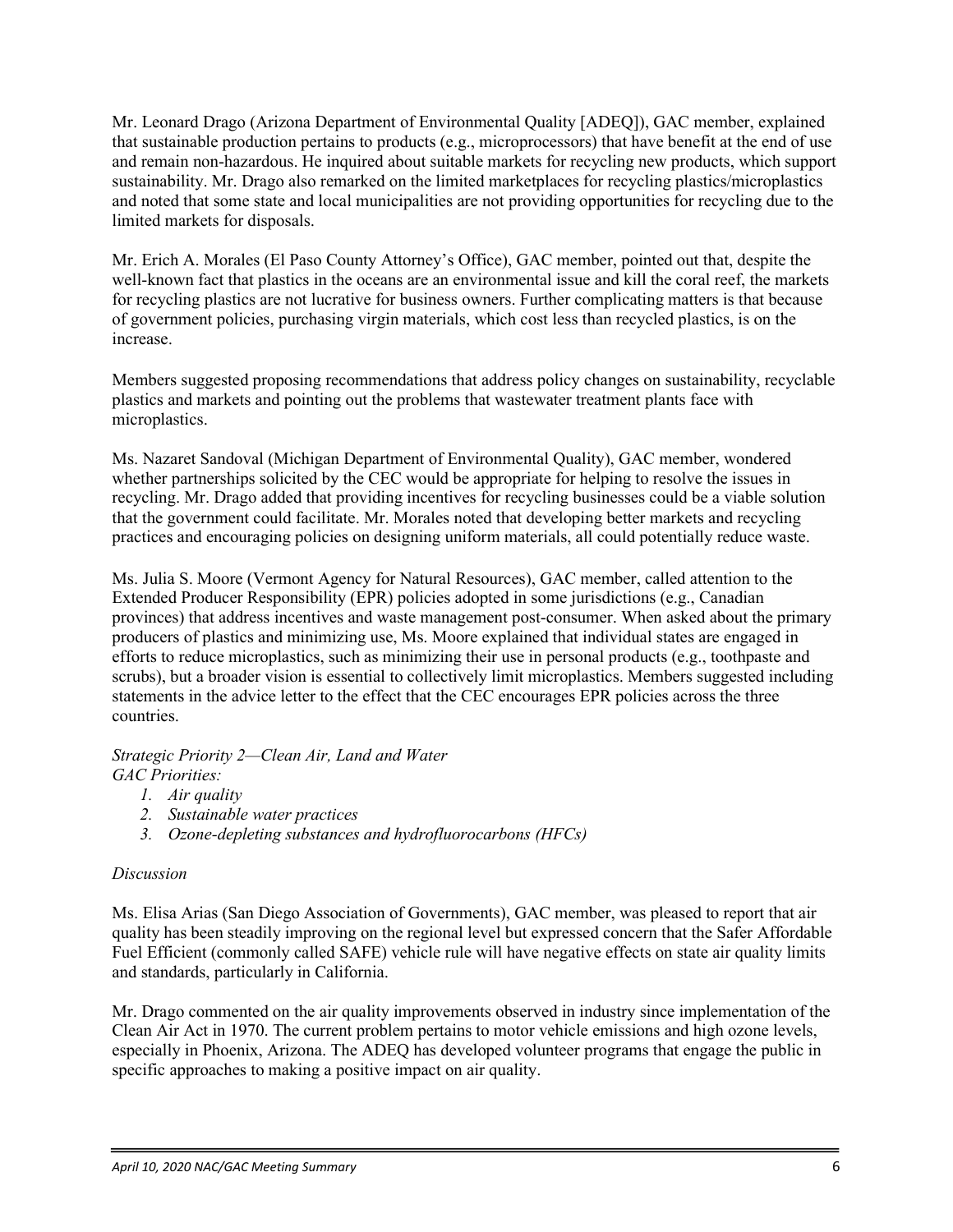Mr. Leonard Drago (Arizona Department of Environmental Quality [ADEQ]), GAC member, explained that sustainable production pertains to products (e.g., microprocessors) that have benefit at the end of use and remain non-hazardous. He inquired about suitable markets for recycling new products, which support sustainability. Mr. Drago also remarked on the limited marketplaces for recycling plastics/microplastics and noted that some state and local municipalities are not providing opportunities for recycling due to the limited markets for disposals.

Mr. Erich A. Morales (El Paso County Attorney's Office), GAC member, pointed out that, despite the well-known fact that plastics in the oceans are an environmental issue and kill the coral reef, the markets for recycling plastics are not lucrative for business owners. Further complicating matters is that because of government policies, purchasing virgin materials, which cost less than recycled plastics, is on the increase.

Members suggested proposing recommendations that address policy changes on sustainability, recyclable plastics and markets and pointing out the problems that wastewater treatment plants face with microplastics.

Ms. Nazaret Sandoval (Michigan Department of Environmental Quality), GAC member, wondered whether partnerships solicited by the CEC would be appropriate for helping to resolve the issues in recycling. Mr. Drago added that providing incentives for recycling businesses could be a viable solution that the government could facilitate. Mr. Morales noted that developing better markets and recycling practices and encouraging policies on designing uniform materials, all could potentially reduce waste.

Ms. Julia S. Moore (Vermont Agency for Natural Resources), GAC member, called attention to the Extended Producer Responsibility (EPR) policies adopted in some jurisdictions (e.g., Canadian provinces) that address incentives and waste management post-consumer. When asked about the primary producers of plastics and minimizing use, Ms. Moore explained that individual states are engaged in efforts to reduce microplastics, such as minimizing their use in personal products (e.g., toothpaste and scrubs), but a broader vision is essential to collectively limit microplastics. Members suggested including statements in the advice letter to the effect that the CEC encourages EPR policies across the three countries.

*Strategic Priority 2—Clean Air, Land and Water*
*GAC Priorities:*

1. *Air quality*
2. *Sustainable water practices*
3. *Ozone-depleting substances and hydrofluorocarbons (HFCs)*

*Discussion*

Ms. Elisa Arias (San Diego Association of Governments), GAC member, was pleased to report that air quality has been steadily improving on the regional level but expressed concern that the Safer Affordable Fuel Efficient (commonly called SAFE) vehicle rule will have negative effects on state air quality limits and standards, particularly in California.

Mr. Drago commented on the air quality improvements observed in industry since implementation of the Clean Air Act in 1970. The current problem pertains to motor vehicle emissions and high ozone levels, especially in Phoenix, Arizona. The ADEQ has developed volunteer programs that engage the public in specific approaches to making a positive impact on air quality.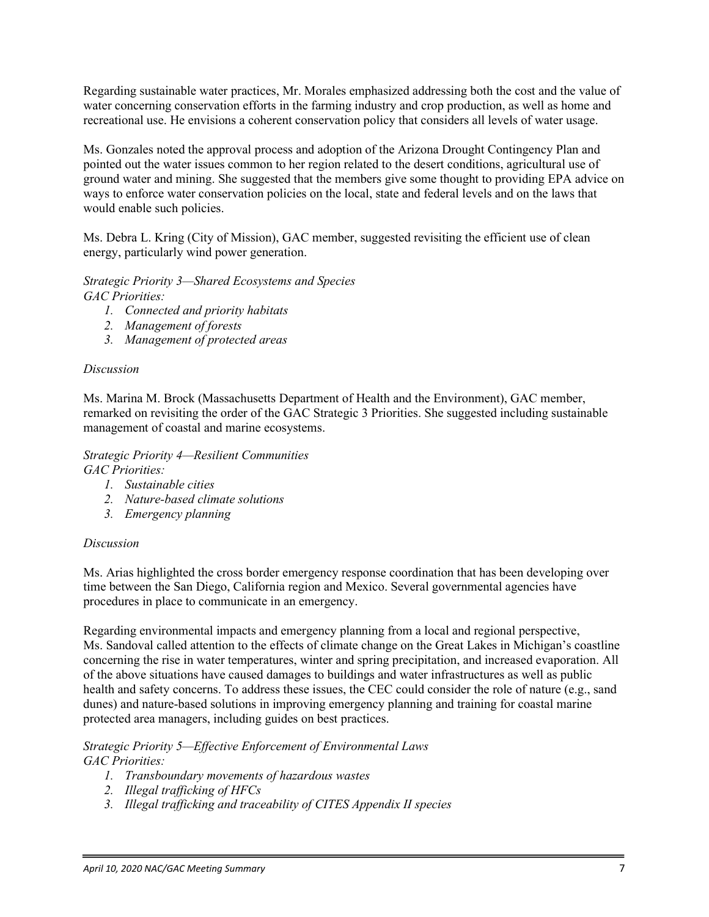Regarding sustainable water practices, Mr. Morales emphasized addressing both the cost and the value of water concerning conservation efforts in the farming industry and crop production, as well as home and recreational use. He envisions a coherent conservation policy that considers all levels of water usage.

Ms. Gonzales noted the approval process and adoption of the Arizona Drought Contingency Plan and pointed out the water issues common to her region related to the desert conditions, agricultural use of ground water and mining. She suggested that the members give some thought to providing EPA advice on ways to enforce water conservation policies on the local, state and federal levels and on the laws that would enable such policies.

Ms. Debra L. Kring (City of Mission), GAC member, suggested revisiting the efficient use of clean energy, particularly wind power generation.

*Strategic Priority 3—Shared Ecosystems and Species*
*GAC Priorities:*

1. *Connected and priority habitats*
2. *Management of forests*
3. *Management of protected areas*

*Discussion*

Ms. Marina M. Brock (Massachusetts Department of Health and the Environment), GAC member, remarked on revisiting the order of the GAC Strategic 3 Priorities. She suggested including sustainable management of coastal and marine ecosystems.

*Strategic Priority 4—Resilient Communities*
*GAC Priorities:*

1. *Sustainable cities*
2. *Nature-based climate solutions*
3. *Emergency planning*

*Discussion*

Ms. Arias highlighted the cross border emergency response coordination that has been developing over time between the San Diego, California region and Mexico. Several governmental agencies have procedures in place to communicate in an emergency.

Regarding environmental impacts and emergency planning from a local and regional perspective, Ms. Sandoval called attention to the effects of climate change on the Great Lakes in Michigan's coastline concerning the rise in water temperatures, winter and spring precipitation, and increased evaporation. All of the above situations have caused damages to buildings and water infrastructures as well as public health and safety concerns. To address these issues, the CEC could consider the role of nature (e.g., sand dunes) and nature-based solutions in improving emergency planning and training for coastal marine protected area managers, including guides on best practices.

*Strategic Priority 5—Effective Enforcement of Environmental Laws*
*GAC Priorities:*

1. *Transboundary movements of hazardous wastes*
2. *Illegal trafficking of HFCs*
3. *Illegal trafficking and traceability of CITES Appendix II species*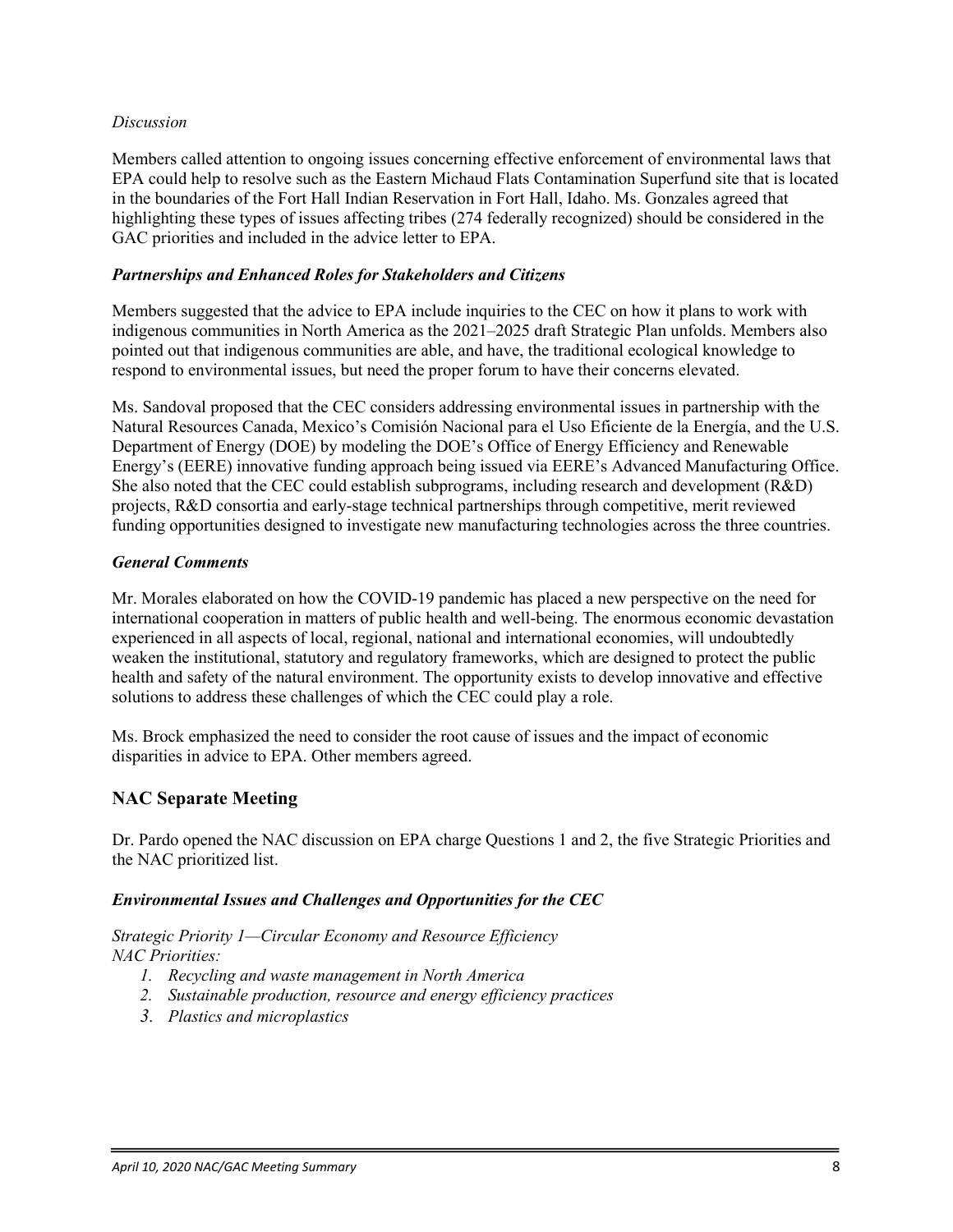*Discussion*

Members called attention to ongoing issues concerning effective enforcement of environmental laws that EPA could help to resolve such as the Eastern Michaud Flats Contamination Superfund site that is located in the boundaries of the Fort Hall Indian Reservation in Fort Hall, Idaho. Ms. Gonzales agreed that highlighting these types of issues affecting tribes (274 federally recognized) should be considered in the GAC priorities and included in the advice letter to EPA.

***Partnerships and Enhanced Roles for Stakeholders and Citizens***

Members suggested that the advice to EPA include inquiries to the CEC on how it plans to work with indigenous communities in North America as the 2021–2025 draft Strategic Plan unfolds. Members also pointed out that indigenous communities are able, and have, the traditional ecological knowledge to respond to environmental issues, but need the proper forum to have their concerns elevated.

Ms. Sandoval proposed that the CEC considers addressing environmental issues in partnership with the Natural Resources Canada, Mexico's Comisión Nacional para el Uso Eficiente de la Energía, and the U.S. Department of Energy (DOE) by modeling the DOE's Office of Energy Efficiency and Renewable Energy's (EERE) innovative funding approach being issued via EERE's Advanced Manufacturing Office. She also noted that the CEC could establish subprograms, including research and development (R&D) projects, R&D consortia and early-stage technical partnerships through competitive, merit reviewed funding opportunities designed to investigate new manufacturing technologies across the three countries.

***General Comments***

Mr. Morales elaborated on how the COVID-19 pandemic has placed a new perspective on the need for international cooperation in matters of public health and well-being. The enormous economic devastation experienced in all aspects of local, regional, national and international economies, will undoubtedly weaken the institutional, statutory and regulatory frameworks, which are designed to protect the public health and safety of the natural environment. The opportunity exists to develop innovative and effective solutions to address these challenges of which the CEC could play a role.

Ms. Brock emphasized the need to consider the root cause of issues and the impact of economic disparities in advice to EPA. Other members agreed.

## NAC Separate Meeting

Dr. Pardo opened the NAC discussion on EPA charge Questions 1 and 2, the five Strategic Priorities and the NAC prioritized list.

***Environmental Issues and Challenges and Opportunities for the CEC***

*Strategic Priority 1—Circular Economy and Resource Efficiency*
*NAC Priorities:*

1. *Recycling and waste management in North America*
2. *Sustainable production, resource and energy efficiency practices*
3. *Plastics and microplastics*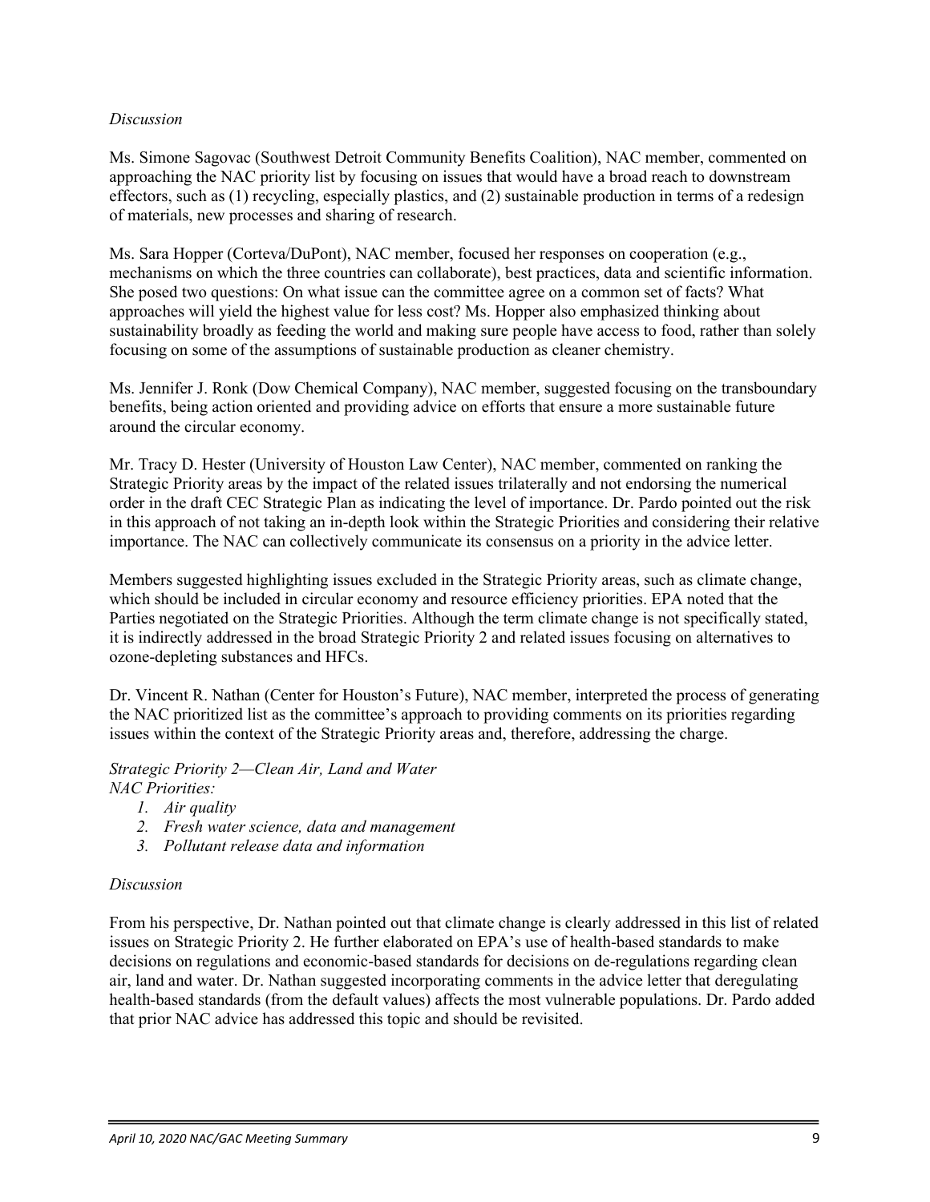*Discussion*

Ms. Simone Sagovac (Southwest Detroit Community Benefits Coalition), NAC member, commented on approaching the NAC priority list by focusing on issues that would have a broad reach to downstream effectors, such as (1) recycling, especially plastics, and (2) sustainable production in terms of a redesign of materials, new processes and sharing of research.

Ms. Sara Hopper (Corteva/DuPont), NAC member, focused her responses on cooperation (e.g., mechanisms on which the three countries can collaborate), best practices, data and scientific information. She posed two questions: On what issue can the committee agree on a common set of facts? What approaches will yield the highest value for less cost? Ms. Hopper also emphasized thinking about sustainability broadly as feeding the world and making sure people have access to food, rather than solely focusing on some of the assumptions of sustainable production as cleaner chemistry.

Ms. Jennifer J. Ronk (Dow Chemical Company), NAC member, suggested focusing on the transboundary benefits, being action oriented and providing advice on efforts that ensure a more sustainable future around the circular economy.

Mr. Tracy D. Hester (University of Houston Law Center), NAC member, commented on ranking the Strategic Priority areas by the impact of the related issues trilaterally and not endorsing the numerical order in the draft CEC Strategic Plan as indicating the level of importance. Dr. Pardo pointed out the risk in this approach of not taking an in-depth look within the Strategic Priorities and considering their relative importance. The NAC can collectively communicate its consensus on a priority in the advice letter.

Members suggested highlighting issues excluded in the Strategic Priority areas, such as climate change, which should be included in circular economy and resource efficiency priorities. EPA noted that the Parties negotiated on the Strategic Priorities. Although the term climate change is not specifically stated, it is indirectly addressed in the broad Strategic Priority 2 and related issues focusing on alternatives to ozone-depleting substances and HFCs.

Dr. Vincent R. Nathan (Center for Houston's Future), NAC member, interpreted the process of generating the NAC prioritized list as the committee's approach to providing comments on its priorities regarding issues within the context of the Strategic Priority areas and, therefore, addressing the charge.

*Strategic Priority 2—Clean Air, Land and Water*
*NAC Priorities:*

1. *Air quality*
2. *Fresh water science, data and management*
3. *Pollutant release data and information*

*Discussion*

From his perspective, Dr. Nathan pointed out that climate change is clearly addressed in this list of related issues on Strategic Priority 2. He further elaborated on EPA's use of health-based standards to make decisions on regulations and economic-based standards for decisions on de-regulations regarding clean air, land and water. Dr. Nathan suggested incorporating comments in the advice letter that deregulating health-based standards (from the default values) affects the most vulnerable populations. Dr. Pardo added that prior NAC advice has addressed this topic and should be revisited.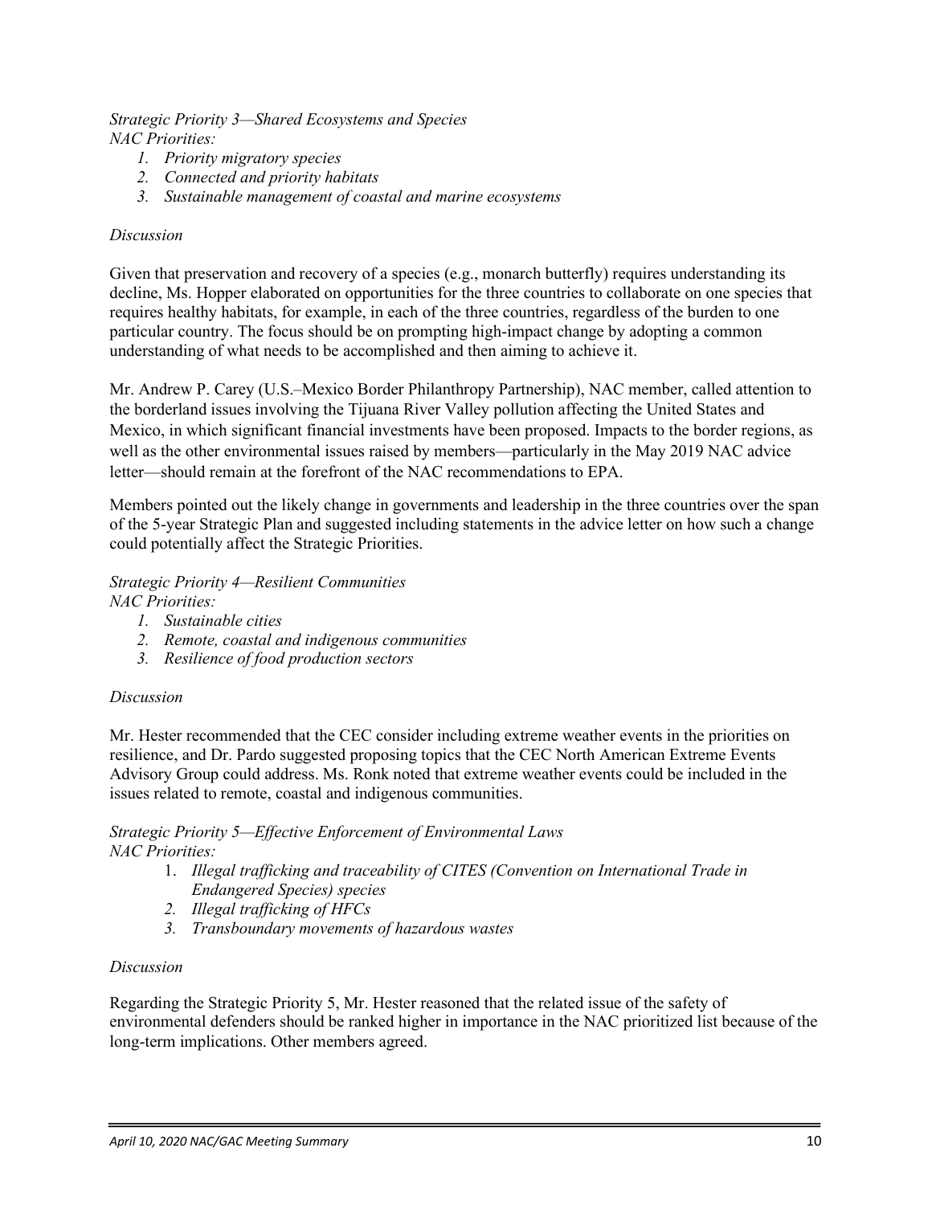*Strategic Priority 3—Shared Ecosystems and Species*
*NAC Priorities:*

1. *Priority migratory species*
2. *Connected and priority habitats*
3. *Sustainable management of coastal and marine ecosystems*

*Discussion*

Given that preservation and recovery of a species (e.g., monarch butterfly) requires understanding its decline, Ms. Hopper elaborated on opportunities for the three countries to collaborate on one species that requires healthy habitats, for example, in each of the three countries, regardless of the burden to one particular country. The focus should be on prompting high-impact change by adopting a common understanding of what needs to be accomplished and then aiming to achieve it.

Mr. Andrew P. Carey (U.S.–Mexico Border Philanthropy Partnership), NAC member, called attention to the borderland issues involving the Tijuana River Valley pollution affecting the United States and Mexico, in which significant financial investments have been proposed. Impacts to the border regions, as well as the other environmental issues raised by members—particularly in the May 2019 NAC advice letter—should remain at the forefront of the NAC recommendations to EPA.

Members pointed out the likely change in governments and leadership in the three countries over the span of the 5-year Strategic Plan and suggested including statements in the advice letter on how such a change could potentially affect the Strategic Priorities.

*Strategic Priority 4—Resilient Communities*
*NAC Priorities:*

1. *Sustainable cities*
2. *Remote, coastal and indigenous communities*
3. *Resilience of food production sectors*

*Discussion*

Mr. Hester recommended that the CEC consider including extreme weather events in the priorities on resilience, and Dr. Pardo suggested proposing topics that the CEC North American Extreme Events Advisory Group could address. Ms. Ronk noted that extreme weather events could be included in the issues related to remote, coastal and indigenous communities.

*Strategic Priority 5—Effective Enforcement of Environmental Laws*
*NAC Priorities:*

1. *Illegal trafficking and traceability of CITES (Convention on International Trade in Endangered Species) species*
2. *Illegal trafficking of HFCs*
3. *Transboundary movements of hazardous wastes*

*Discussion*

Regarding the Strategic Priority 5, Mr. Hester reasoned that the related issue of the safety of environmental defenders should be ranked higher in importance in the NAC prioritized list because of the long-term implications. Other members agreed.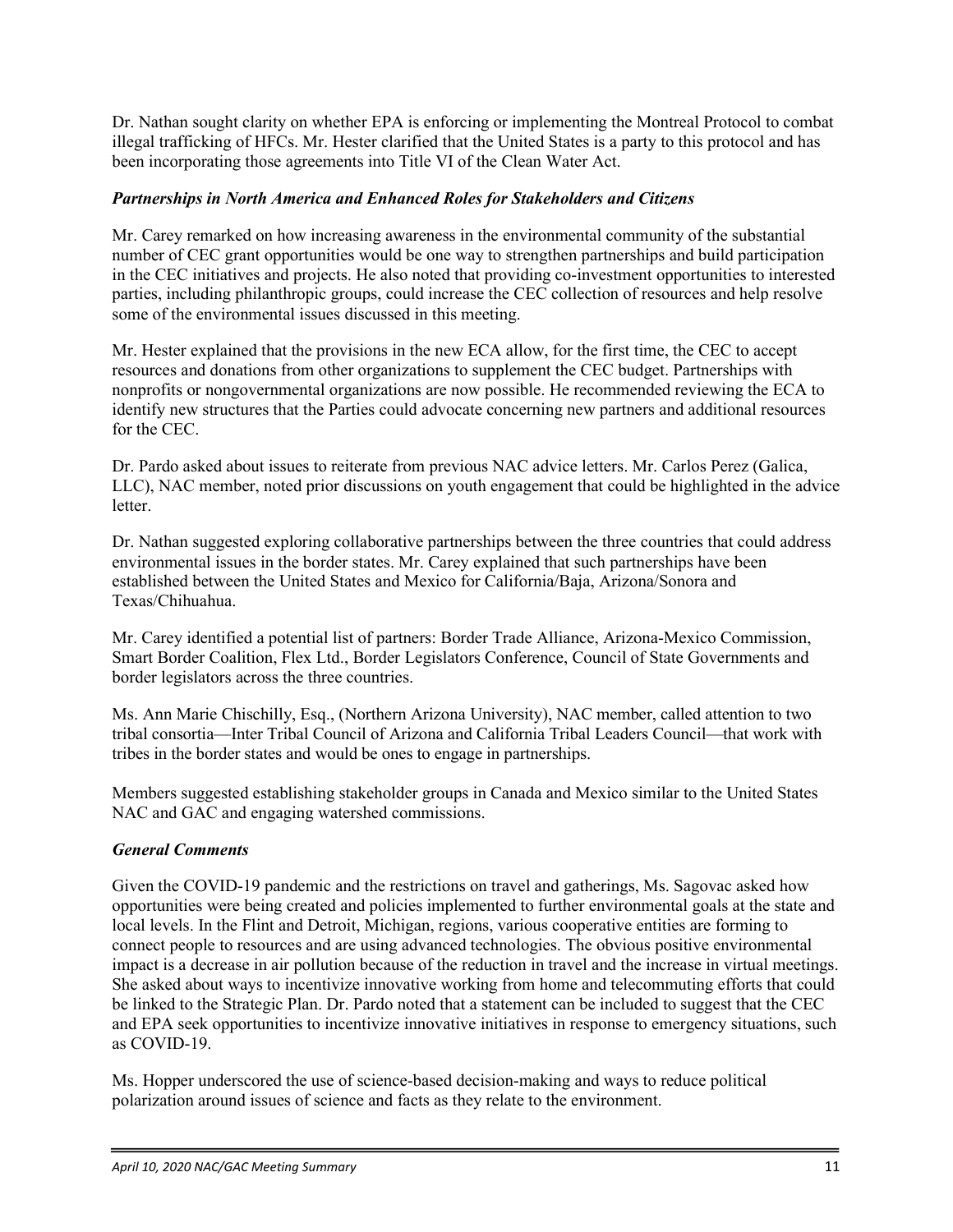Dr. Nathan sought clarity on whether EPA is enforcing or implementing the Montreal Protocol to combat illegal trafficking of HFCs. Mr. Hester clarified that the United States is a party to this protocol and has been incorporating those agreements into Title VI of the Clean Water Act.

### *Partnerships in North America and Enhanced Roles for Stakeholders and Citizens*

Mr. Carey remarked on how increasing awareness in the environmental community of the substantial number of CEC grant opportunities would be one way to strengthen partnerships and build participation in the CEC initiatives and projects. He also noted that providing co-investment opportunities to interested parties, including philanthropic groups, could increase the CEC collection of resources and help resolve some of the environmental issues discussed in this meeting.

Mr. Hester explained that the provisions in the new ECA allow, for the first time, the CEC to accept resources and donations from other organizations to supplement the CEC budget. Partnerships with nonprofits or nongovernmental organizations are now possible. He recommended reviewing the ECA to identify new structures that the Parties could advocate concerning new partners and additional resources for the CEC.

Dr. Pardo asked about issues to reiterate from previous NAC advice letters. Mr. Carlos Perez (Galica, LLC), NAC member, noted prior discussions on youth engagement that could be highlighted in the advice letter.

Dr. Nathan suggested exploring collaborative partnerships between the three countries that could address environmental issues in the border states. Mr. Carey explained that such partnerships have been established between the United States and Mexico for California/Baja, Arizona/Sonora and Texas/Chihuahua.

Mr. Carey identified a potential list of partners: Border Trade Alliance, Arizona-Mexico Commission, Smart Border Coalition, Flex Ltd., Border Legislators Conference, Council of State Governments and border legislators across the three countries.

Ms. Ann Marie Chischilly, Esq., (Northern Arizona University), NAC member, called attention to two tribal consortia—Inter Tribal Council of Arizona and California Tribal Leaders Council—that work with tribes in the border states and would be ones to engage in partnerships.

Members suggested establishing stakeholder groups in Canada and Mexico similar to the United States NAC and GAC and engaging watershed commissions.

### *General Comments*

Given the COVID-19 pandemic and the restrictions on travel and gatherings, Ms. Sagovac asked how opportunities were being created and policies implemented to further environmental goals at the state and local levels. In the Flint and Detroit, Michigan, regions, various cooperative entities are forming to connect people to resources and are using advanced technologies. The obvious positive environmental impact is a decrease in air pollution because of the reduction in travel and the increase in virtual meetings. She asked about ways to incentivize innovative working from home and telecommuting efforts that could be linked to the Strategic Plan. Dr. Pardo noted that a statement can be included to suggest that the CEC and EPA seek opportunities to incentivize innovative initiatives in response to emergency situations, such as COVID-19.

Ms. Hopper underscored the use of science-based decision-making and ways to reduce political polarization around issues of science and facts as they relate to the environment.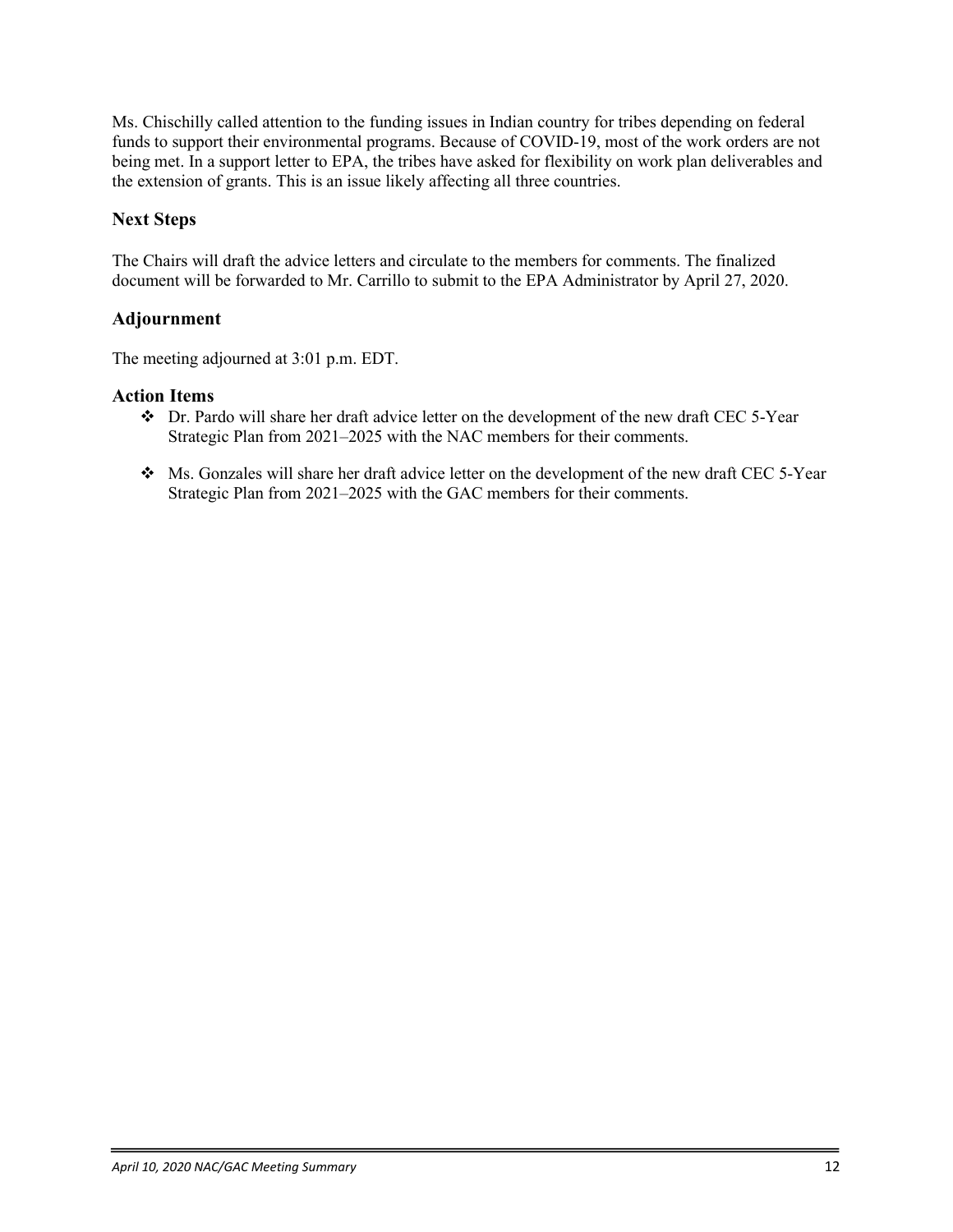Ms. Chischilly called attention to the funding issues in Indian country for tribes depending on federal funds to support their environmental programs. Because of COVID-19, most of the work orders are not being met. In a support letter to EPA, the tribes have asked for flexibility on work plan deliverables and the extension of grants. This is an issue likely affecting all three countries.

## Next Steps

The Chairs will draft the advice letters and circulate to the members for comments. The finalized document will be forwarded to Mr. Carrillo to submit to the EPA Administrator by April 27, 2020.

## Adjournment

The meeting adjourned at 3:01 p.m. EDT.

## Action Items

- Dr. Pardo will share her draft advice letter on the development of the new draft CEC 5-Year Strategic Plan from 2021–2025 with the NAC members for their comments.

- Ms. Gonzales will share her draft advice letter on the development of the new draft CEC 5-Year Strategic Plan from 2021–2025 with the GAC members for their comments.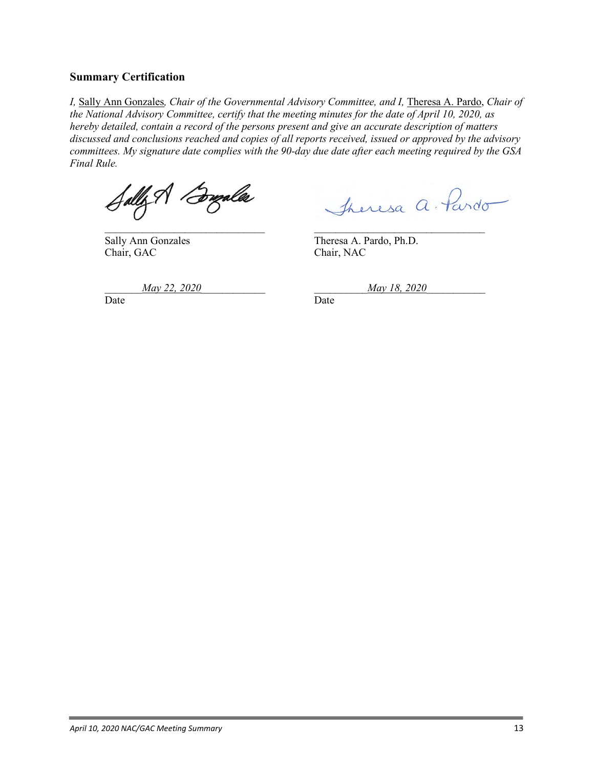## Summary Certification

*I,* Sally Ann Gonzales*, Chair of the Governmental Advisory Committee, and I,* Theresa A. Pardo, *Chair of the National Advisory Committee, certify that the meeting minutes for the date of April 10, 2020, as hereby detailed, contain a record of the persons present and give an accurate description of matters discussed and conclusions reached and copies of all reports received, issued or approved by the advisory committees. My signature date complies with the 90-day due date after each meeting required by the GSA Final Rule.*

Sally Ann Gonzales
Chair, GAC

*May 22, 2020*
Date

Theresa A. Pardo, Ph.D.
Chair, NAC

*May 18, 2020*
Date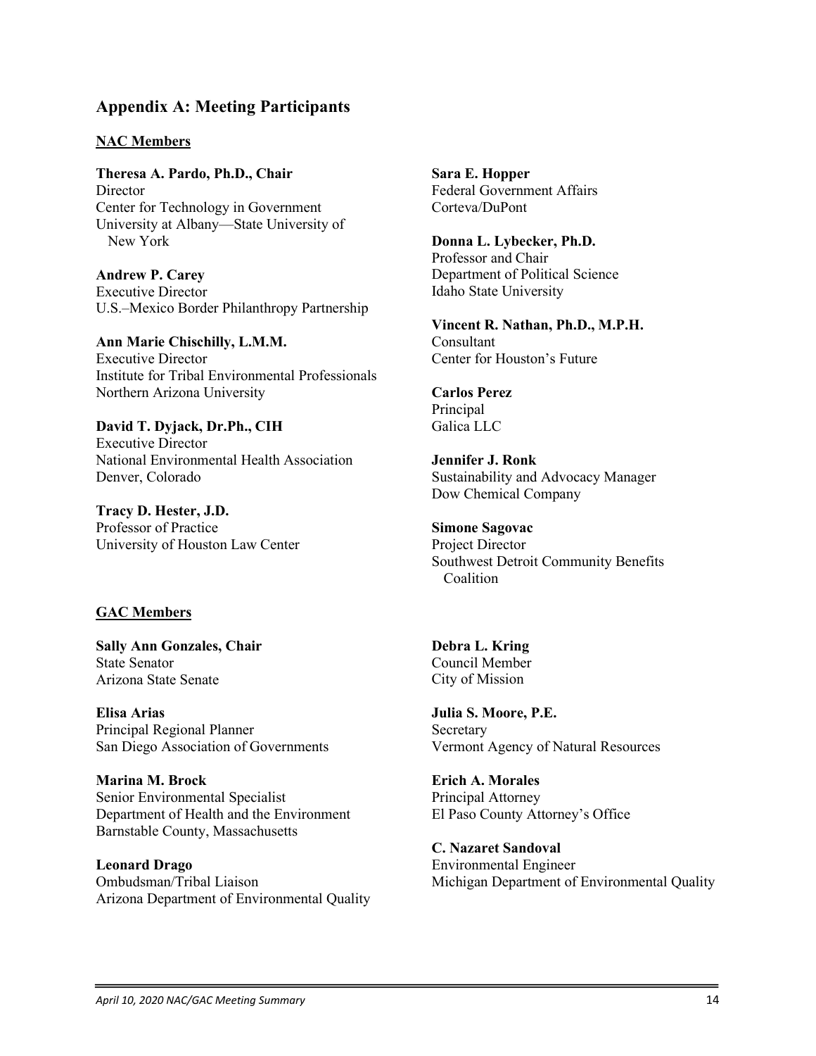## Appendix A: Meeting Participants

### NAC Members

**Theresa A. Pardo, Ph.D., Chair**
Director
Center for Technology in Government
University at Albany—State University of New York

**Andrew P. Carey**
Executive Director
U.S.–Mexico Border Philanthropy Partnership

**Ann Marie Chischilly, L.M.M.**
Executive Director
Institute for Tribal Environmental Professionals
Northern Arizona University

**David T. Dyjack, Dr.Ph., CIH**
Executive Director
National Environmental Health Association
Denver, Colorado

**Tracy D. Hester, J.D.**
Professor of Practice
University of Houston Law Center

**Sara E. Hopper**
Federal Government Affairs
Corteva/DuPont

**Donna L. Lybecker, Ph.D.**
Professor and Chair
Department of Political Science
Idaho State University

**Vincent R. Nathan, Ph.D., M.P.H.**
Consultant
Center for Houston's Future

**Carlos Perez**
Principal
Galica LLC

**Jennifer J. Ronk**
Sustainability and Advocacy Manager
Dow Chemical Company

**Simone Sagovac**
Project Director
Southwest Detroit Community Benefits Coalition

### GAC Members

**Sally Ann Gonzales, Chair**
State Senator
Arizona State Senate

**Elisa Arias**
Principal Regional Planner
San Diego Association of Governments

**Marina M. Brock**
Senior Environmental Specialist
Department of Health and the Environment
Barnstable County, Massachusetts

**Leonard Drago**
Ombudsman/Tribal Liaison
Arizona Department of Environmental Quality

**Debra L. Kring**
Council Member
City of Mission

**Julia S. Moore, P.E.**
Secretary
Vermont Agency of Natural Resources

**Erich A. Morales**
Principal Attorney
El Paso County Attorney's Office

**C. Nazaret Sandoval**
Environmental Engineer
Michigan Department of Environmental Quality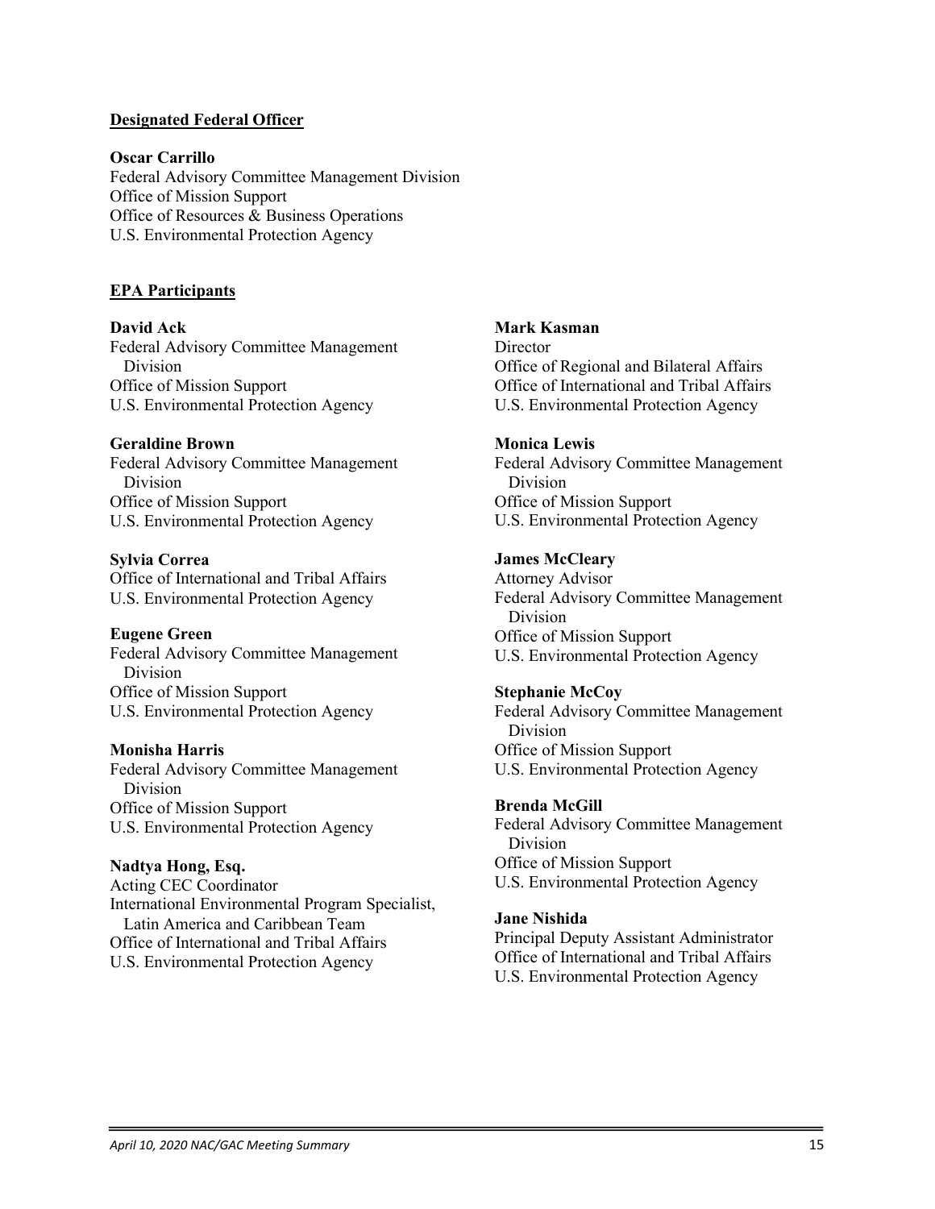**Designated Federal Officer**

**Oscar Carrillo**
Federal Advisory Committee Management Division
Office of Mission Support
Office of Resources & Business Operations
U.S. Environmental Protection Agency

**EPA Participants**

**David Ack**
Federal Advisory Committee Management Division
Office of Mission Support
U.S. Environmental Protection Agency

**Geraldine Brown**
Federal Advisory Committee Management Division
Office of Mission Support
U.S. Environmental Protection Agency

**Sylvia Correa**
Office of International and Tribal Affairs
U.S. Environmental Protection Agency

**Eugene Green**
Federal Advisory Committee Management Division
Office of Mission Support
U.S. Environmental Protection Agency

**Monisha Harris**
Federal Advisory Committee Management Division
Office of Mission Support
U.S. Environmental Protection Agency

**Nadtya Hong, Esq.**
Acting CEC Coordinator
International Environmental Program Specialist, Latin America and Caribbean Team
Office of International and Tribal Affairs
U.S. Environmental Protection Agency

**Mark Kasman**
Director
Office of Regional and Bilateral Affairs
Office of International and Tribal Affairs
U.S. Environmental Protection Agency

**Monica Lewis**
Federal Advisory Committee Management Division
Office of Mission Support
U.S. Environmental Protection Agency

**James McCleary**
Attorney Advisor
Federal Advisory Committee Management Division
Office of Mission Support
U.S. Environmental Protection Agency

**Stephanie McCoy**
Federal Advisory Committee Management Division
Office of Mission Support
U.S. Environmental Protection Agency

**Brenda McGill**
Federal Advisory Committee Management Division
Office of Mission Support
U.S. Environmental Protection Agency

**Jane Nishida**
Principal Deputy Assistant Administrator
Office of International and Tribal Affairs
U.S. Environmental Protection Agency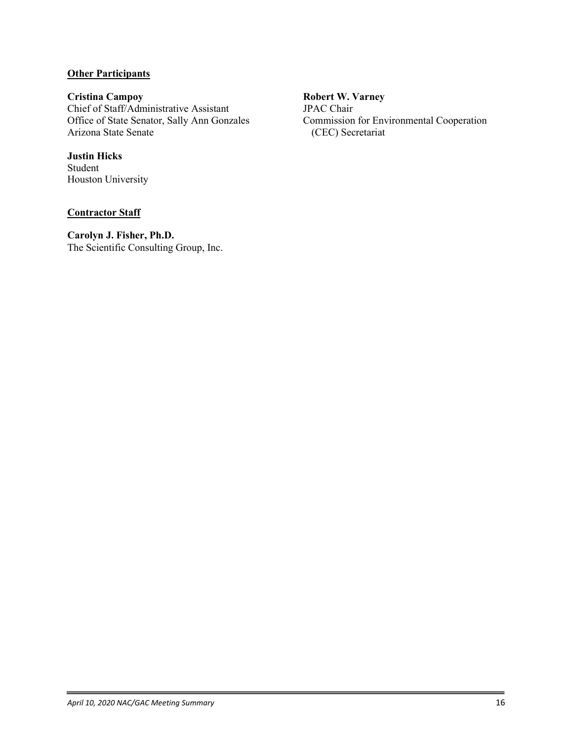**Other Participants**

**Cristina Campoy**
Chief of Staff/Administrative Assistant
Office of State Senator, Sally Ann Gonzales
Arizona State Senate

**Justin Hicks**
Student
Houston University

**Robert W. Varney**
JPAC Chair
Commission for Environmental Cooperation (CEC) Secretariat

**Contractor Staff**

**Carolyn J. Fisher, Ph.D.**
The Scientific Consulting Group, Inc.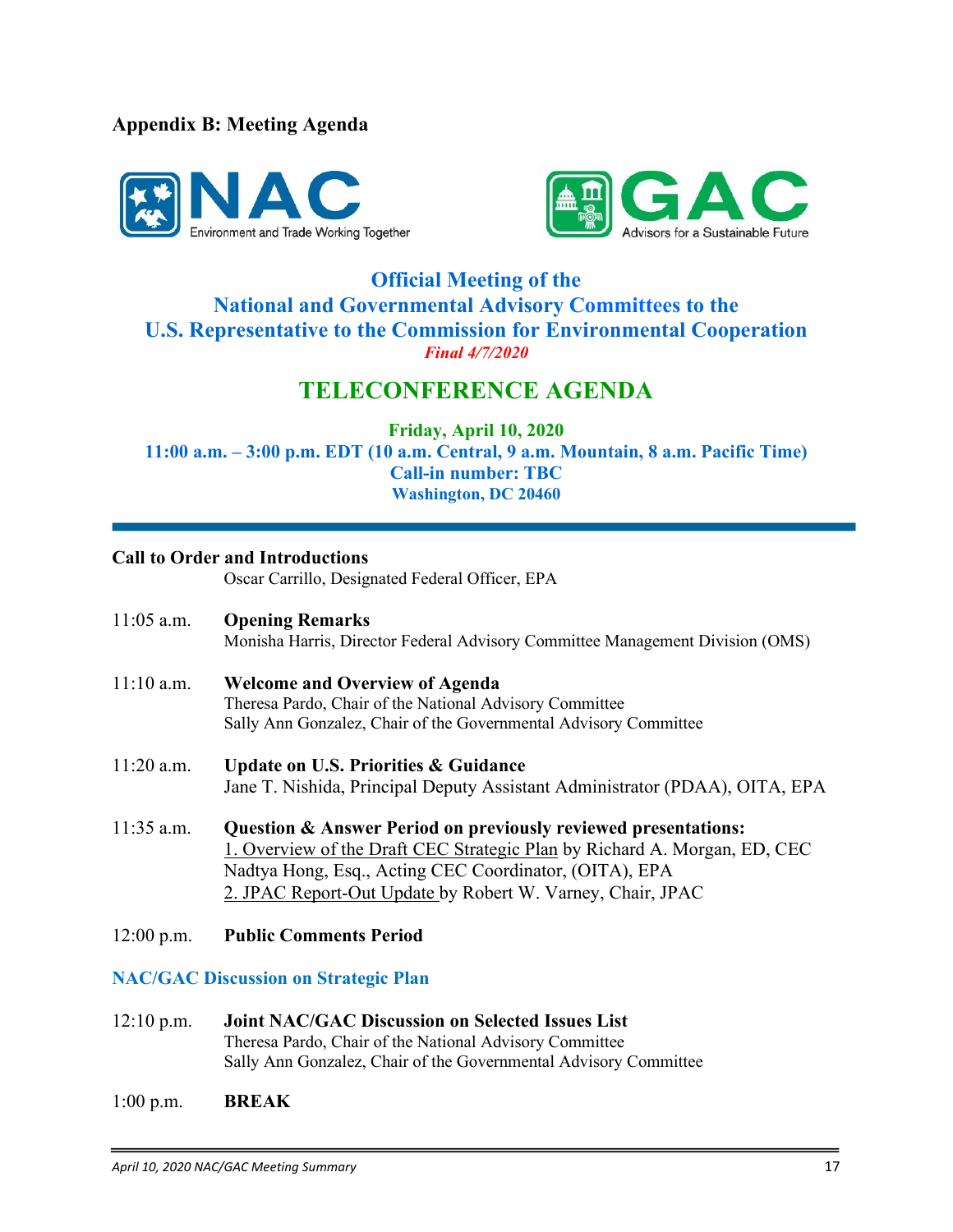## Appendix B: Meeting Agenda

NAC
Environment and Trade Working Together

GAC
Advisors for a Sustainable Future

**Official Meeting of the**
**National and Governmental Advisory Committees to the**
**U.S. Representative to the Commission for Environmental Cooperation**
***Final 4/7/2020***

# TELECONFERENCE AGENDA

**Friday, April 10, 2020**
**11:00 a.m. – 3:00 p.m. EDT (10 a.m. Central, 9 a.m. Mountain, 8 a.m. Pacific Time)**
**Call-in number: TBC**
**Washington, DC 20460**

---

**Call to Order and Introductions**
Oscar Carrillo, Designated Federal Officer, EPA

11:05 a.m. **Opening Remarks**
Monisha Harris, Director Federal Advisory Committee Management Division (OMS)

11:10 a.m. **Welcome and Overview of Agenda**
Theresa Pardo, Chair of the National Advisory Committee
Sally Ann Gonzalez, Chair of the Governmental Advisory Committee

11:20 a.m. **Update on U.S. Priorities & Guidance**
Jane T. Nishida, Principal Deputy Assistant Administrator (PDAA), OITA, EPA

11:35 a.m. **Question & Answer Period on previously reviewed presentations:**
1. Overview of the Draft CEC Strategic Plan by Richard A. Morgan, ED, CEC
Nadtya Hong, Esq., Acting CEC Coordinator, (OITA), EPA
2. JPAC Report-Out Update by Robert W. Varney, Chair, JPAC

12:00 p.m. **Public Comments Period**

**NAC/GAC Discussion on Strategic Plan**

12:10 p.m. **Joint NAC/GAC Discussion on Selected Issues List**
Theresa Pardo, Chair of the National Advisory Committee
Sally Ann Gonzalez, Chair of the Governmental Advisory Committee

1:00 p.m. **BREAK**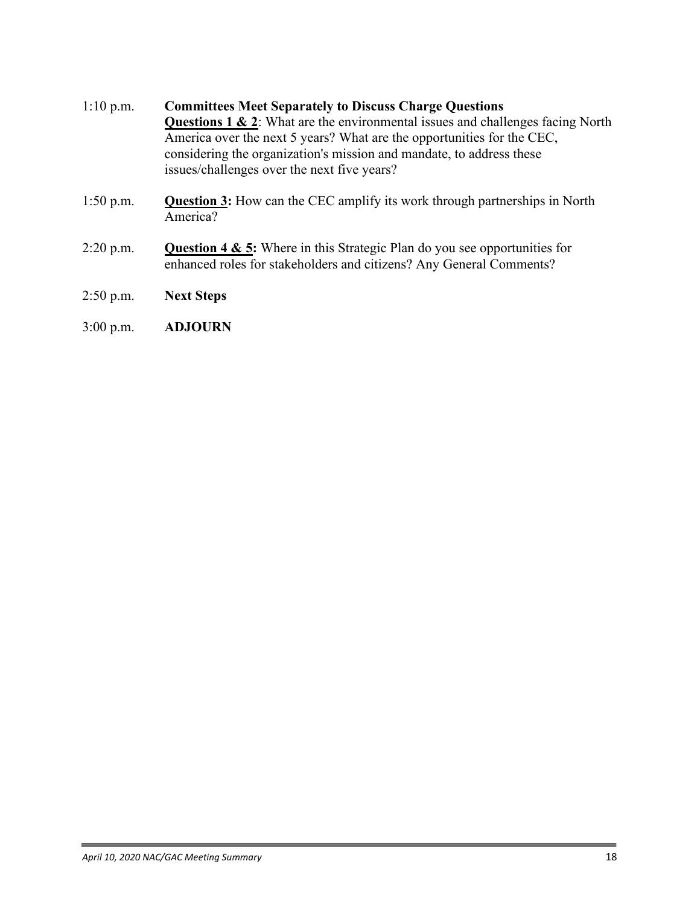1:10 p.m. **Committees Meet Separately to Discuss Charge Questions**
**Questions 1 & 2**: What are the environmental issues and challenges facing North America over the next 5 years? What are the opportunities for the CEC, considering the organization's mission and mandate, to address these issues/challenges over the next five years?

1:50 p.m. **Question 3:** How can the CEC amplify its work through partnerships in North America?

2:20 p.m. **Question 4 & 5:** Where in this Strategic Plan do you see opportunities for enhanced roles for stakeholders and citizens? Any General Comments?

2:50 p.m. **Next Steps**

3:00 p.m. **ADJOURN**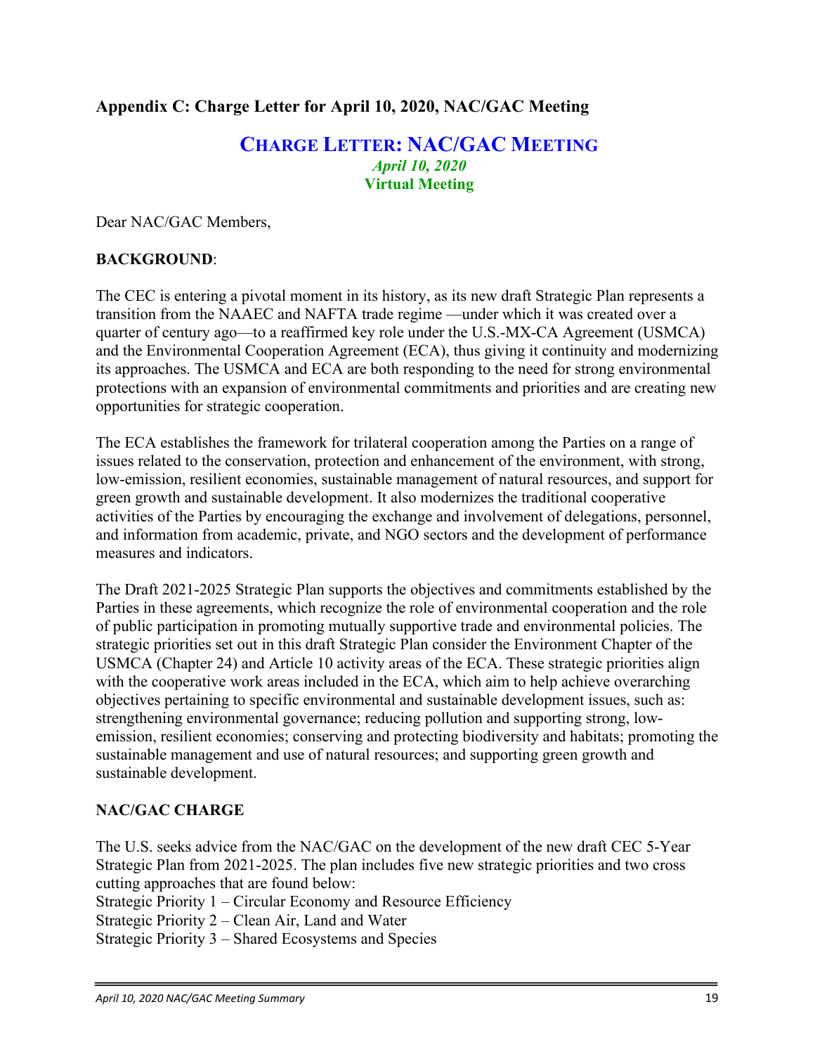## Appendix C: Charge Letter for April 10, 2020, NAC/GAC Meeting

### CHARGE LETTER: NAC/GAC MEETING

*April 10, 2020*

**Virtual Meeting**

Dear NAC/GAC Members,

**BACKGROUND**:

The CEC is entering a pivotal moment in its history, as its new draft Strategic Plan represents a transition from the NAAEC and NAFTA trade regime —under which it was created over a quarter of century ago—to a reaffirmed key role under the U.S.-MX-CA Agreement (USMCA) and the Environmental Cooperation Agreement (ECA), thus giving it continuity and modernizing its approaches. The USMCA and ECA are both responding to the need for strong environmental protections with an expansion of environmental commitments and priorities and are creating new opportunities for strategic cooperation.

The ECA establishes the framework for trilateral cooperation among the Parties on a range of issues related to the conservation, protection and enhancement of the environment, with strong, low-emission, resilient economies, sustainable management of natural resources, and support for green growth and sustainable development. It also modernizes the traditional cooperative activities of the Parties by encouraging the exchange and involvement of delegations, personnel, and information from academic, private, and NGO sectors and the development of performance measures and indicators.

The Draft 2021-2025 Strategic Plan supports the objectives and commitments established by the Parties in these agreements, which recognize the role of environmental cooperation and the role of public participation in promoting mutually supportive trade and environmental policies. The strategic priorities set out in this draft Strategic Plan consider the Environment Chapter of the USMCA (Chapter 24) and Article 10 activity areas of the ECA. These strategic priorities align with the cooperative work areas included in the ECA, which aim to help achieve overarching objectives pertaining to specific environmental and sustainable development issues, such as: strengthening environmental governance; reducing pollution and supporting strong, low-emission, resilient economies; conserving and protecting biodiversity and habitats; promoting the sustainable management and use of natural resources; and supporting green growth and sustainable development.

**NAC/GAC CHARGE**

The U.S. seeks advice from the NAC/GAC on the development of the new draft CEC 5-Year Strategic Plan from 2021-2025. The plan includes five new strategic priorities and two cross cutting approaches that are found below:

Strategic Priority 1 – Circular Economy and Resource Efficiency
Strategic Priority 2 – Clean Air, Land and Water
Strategic Priority 3 – Shared Ecosystems and Species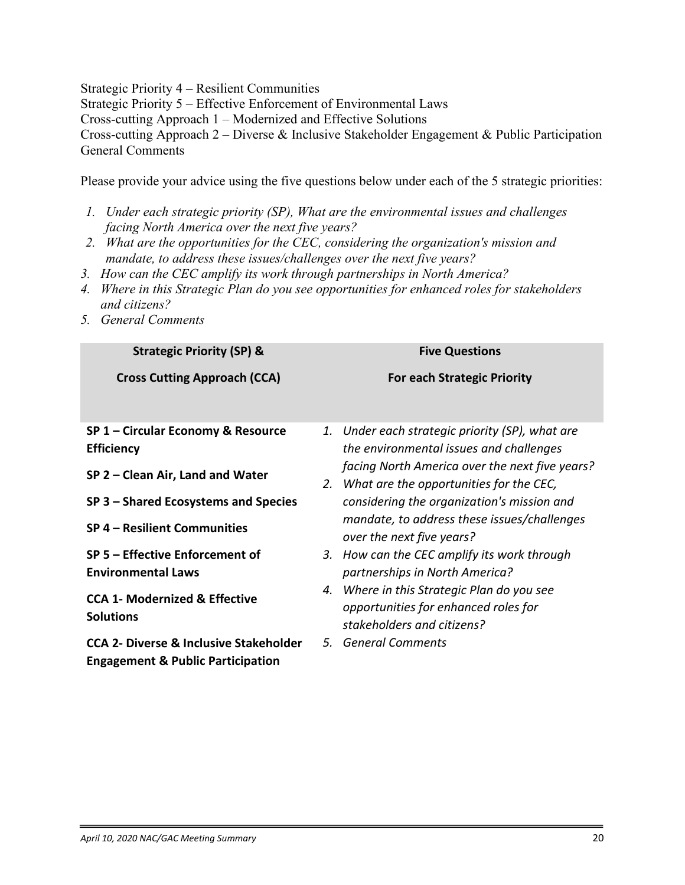Strategic Priority 4 – Resilient Communities
Strategic Priority 5 – Effective Enforcement of Environmental Laws
Cross-cutting Approach 1 – Modernized and Effective Solutions
Cross-cutting Approach 2 – Diverse & Inclusive Stakeholder Engagement & Public Participation
General Comments

Please provide your advice using the five questions below under each of the 5 strategic priorities:

1. *Under each strategic priority (SP), What are the environmental issues and challenges facing North America over the next five years?*
2. *What are the opportunities for the CEC, considering the organization's mission and mandate, to address these issues/challenges over the next five years?*
3. *How can the CEC amplify its work through partnerships in North America?*
4. *Where in this Strategic Plan do you see opportunities for enhanced roles for stakeholders and citizens?*
5. *General Comments*

| **Strategic Priority (SP) & Cross Cutting Approach (CCA)** | **Five Questions For each Strategic Priority** |
|---|---|
| **SP 1 – Circular Economy & Resource Efficiency**<br>**SP 2 – Clean Air, Land and Water**<br>**SP 3 – Shared Ecosystems and Species**<br>**SP 4 – Resilient Communities**<br>**SP 5 – Effective Enforcement of Environmental Laws**<br>**CCA 1- Modernized & Effective Solutions**<br>**CCA 2- Diverse & Inclusive Stakeholder Engagement & Public Participation** | 1. *Under each strategic priority (SP), what are the environmental issues and challenges facing North America over the next five years?*<br>2. *What are the opportunities for the CEC, considering the organization's mission and mandate, to address these issues/challenges over the next five years?*<br>3. *How can the CEC amplify its work through partnerships in North America?*<br>4. *Where in this Strategic Plan do you see opportunities for enhanced roles for stakeholders and citizens?*<br>5. *General Comments* |